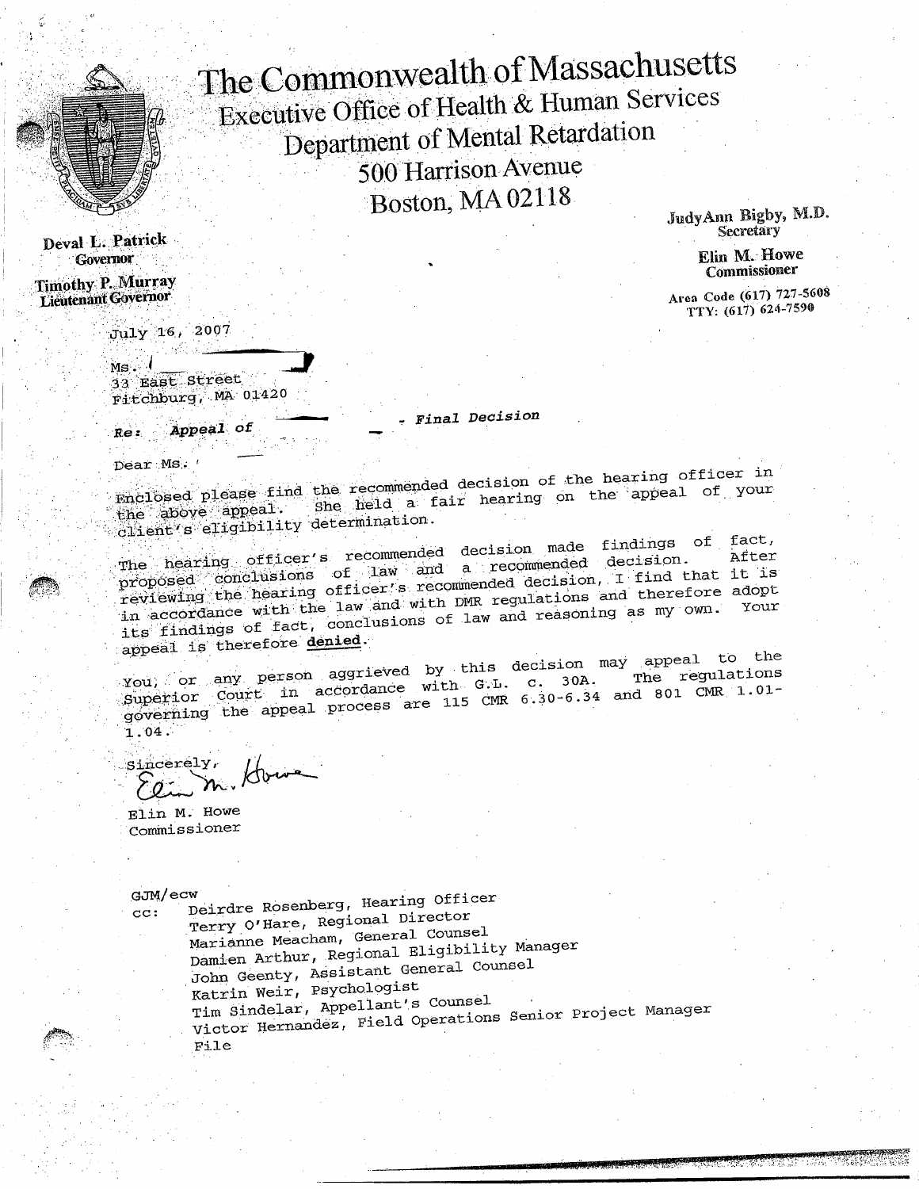# The Commonwealth of Massachusetts

## Executive Office of Health & Human Services

## Department of Mental Retardation

500 Harrison Avenue
Boston, MA 02118

**Deval L. Patrick**
Governor

**Timothy P. Murray**
Lieutenant Governor

**JudyAnn Bigby, M.D.**
Secretary

**Elin M. Howe**
Commissioner

Area Code (617) 727-5608
TTY: (617) 624-7590

July 16, 2007

Ms.
33 East Street
Fitchburg, MA 01420

***Re: Appeal of - Final Decision***

Dear Ms.

Enclosed please find the recommended decision of the hearing officer in the above appeal. She held a fair hearing on the appeal of your client's eligibility determination.

The hearing officer's recommended decision made findings of fact, proposed conclusions of law and a recommended decision. After reviewing the hearing officer's recommended decision, I find that it is in accordance with the law and with DMR regulations and therefore adopt its findings of fact, conclusions of law and reasoning as my own. Your appeal is therefore **denied**.

You, or any person aggrieved by this decision may appeal to the Superior Court in accordance with G.L. c. 30A. The regulations governing the appeal process are 115 CMR 6.30-6.34 and 801 CMR 1.01-1.04.

Sincerely,

Elin M. Howe
Commissioner

GJM/ecw

cc: Deirdre Rosenberg, Hearing Officer
Terry O'Hare, Regional Director
Marianne Meacham, General Counsel
Damien Arthur, Regional Eligibility Manager
John Geenty, Assistant General Counsel
Katrin Weir, Psychologist
Tim Sindelar, Appellant's Counsel
Victor Hernandez, Field Operations Senior Project Manager
File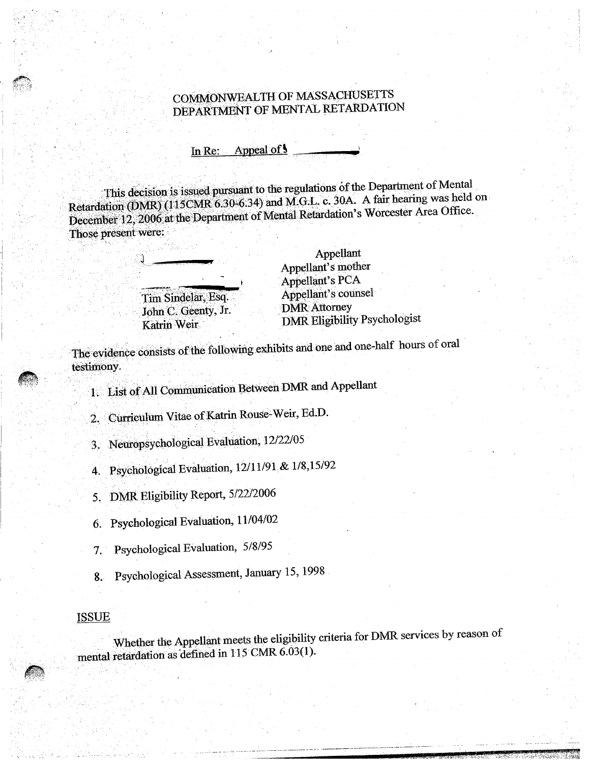COMMONWEALTH OF MASSACHUSETTS
DEPARTMENT OF MENTAL RETARDATION

In Re: Appeal of

This decision is issued pursuant to the regulations of the Department of Mental Retardation (DMR) (115CMR 6.30-6.34) and M.G.L. c. 30A. A fair hearing was held on December 12, 2006 at the Department of Mental Retardation's Worcester Area Office. Those present were:

| | |
|---|---|
| J | Appellant |
| | Appellant's mother |
| | Appellant's PCA |
| Tim Sindelar, Esq. | Appellant's counsel |
| John C. Geenty, Jr. | DMR Attorney |
| Katrin Weir | DMR Eligibility Psychologist |

The evidence consists of the following exhibits and one and one-half hours of oral testimony.

1. List of All Communication Between DMR and Appellant
2. Curriculum Vitae of Katrin Rouse-Weir, Ed.D.
3. Neuropsychological Evaluation, 12/22/05
4. Psychological Evaluation, 12/11/91 & 1/8,15/92
5. DMR Eligibility Report, 5/22/2006
6. Psychological Evaluation, 11/04/02
7. Psychological Evaluation, 5/8/95
8. Psychological Assessment, January 15, 1998

## ISSUE

Whether the Appellant meets the eligibility criteria for DMR services by reason of mental retardation as defined in 115 CMR 6.03(1).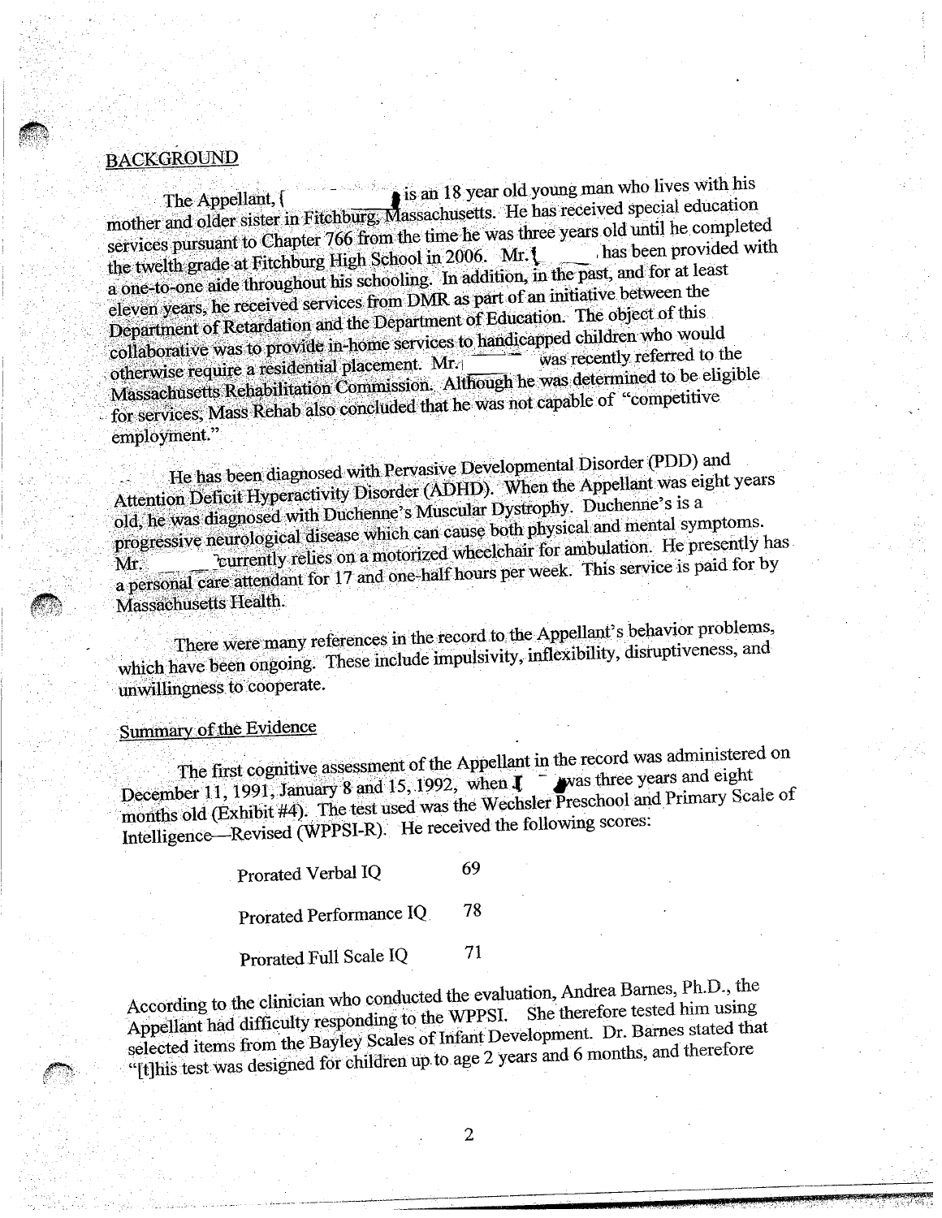## BACKGROUND

The Appellant, [ ] is an 18 year old young man who lives with his mother and older sister in Fitchburg, Massachusetts. He has received special education services pursuant to Chapter 766 from the time he was three years old until he completed the twelfth grade at Fitchburg High School in 2006. Mr. [ ] has been provided with a one-to-one aide throughout his schooling. In addition, in the past, and for at least eleven years, he received services from DMR as part of an initiative between the Department of Retardation and the Department of Education. The object of this collaborative was to provide in-home services to handicapped children who would otherwise require a residential placement. Mr. [ ] was recently referred to the Massachusetts Rehabilitation Commission. Although he was determined to be eligible for services, Mass Rehab also concluded that he was not capable of "competitive employment."

He has been diagnosed with Pervasive Developmental Disorder (PDD) and Attention Deficit Hyperactivity Disorder (ADHD). When the Appellant was eight years old, he was diagnosed with Duchenne's Muscular Dystrophy. Duchenne's is a progressive neurological disease which can cause both physical and mental symptoms. Mr. [ ] currently relies on a motorized wheelchair for ambulation. He presently has a personal care attendant for 17 and one-half hours per week. This service is paid for by Massachusetts Health.

There were many references in the record to the Appellant's behavior problems, which have been ongoing. These include impulsivity, inflexibility, disruptiveness, and unwillingness to cooperate.

### Summary of the Evidence

The first cognitive assessment of the Appellant in the record was administered on December 11, 1991, January 8 and 15, 1992, when [ ] was three years and eight months old (Exhibit #4). The test used was the Wechsler Preschool and Primary Scale of Intelligence—Revised (WPPSI-R). He received the following scores:

| | |
|---|---|
| Prorated Verbal IQ | 69 |
| Prorated Performance IQ | 78 |
| Prorated Full Scale IQ | 71 |

According to the clinician who conducted the evaluation, Andrea Barnes, Ph.D., the Appellant had difficulty responding to the WPPSI. She therefore tested him using selected items from the Bayley Scales of Infant Development. Dr. Barnes stated that "[t]his test was designed for children up to age 2 years and 6 months, and therefore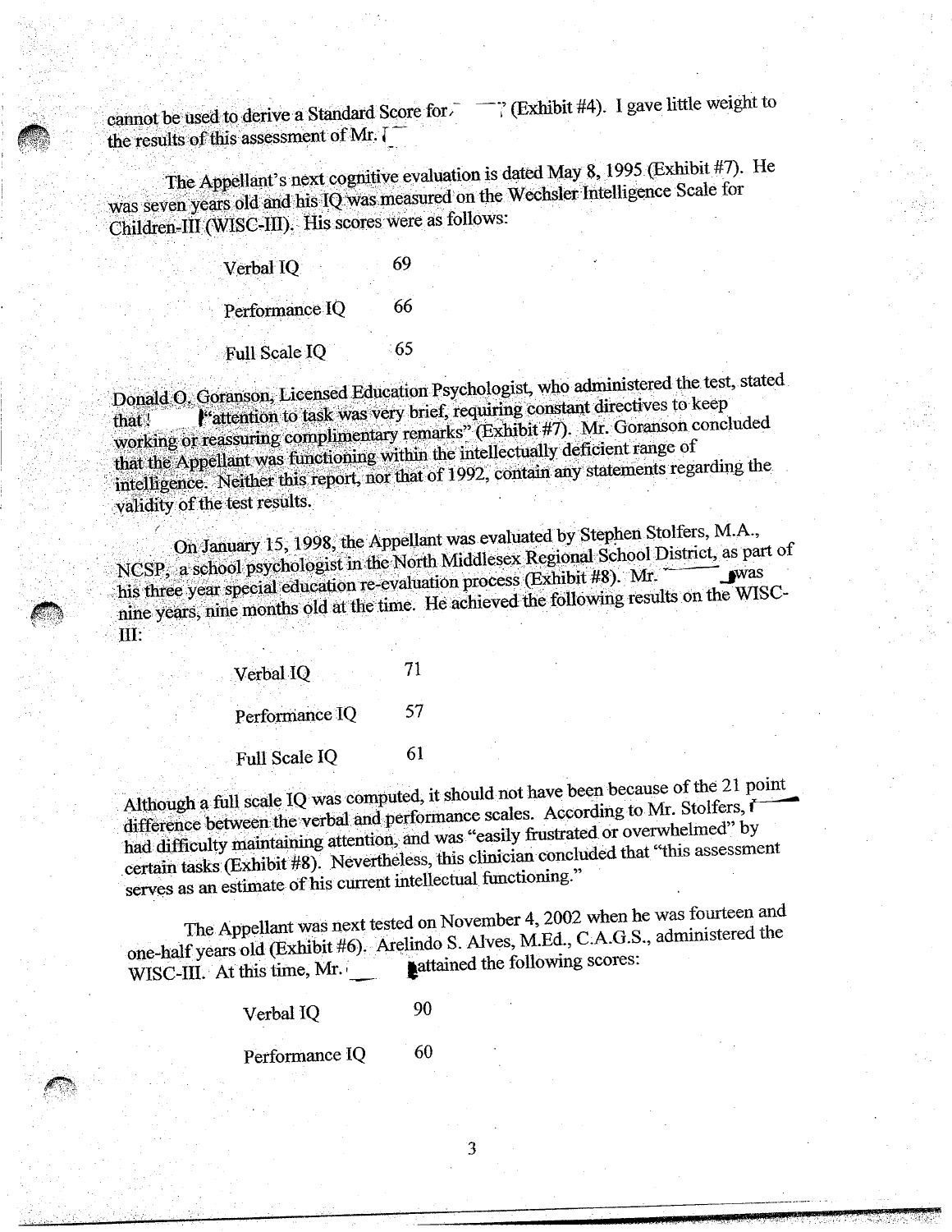cannot be used to derive a Standard Score for (Exhibit #4). I gave little weight to the results of this assessment of Mr.

The Appellant's next cognitive evaluation is dated May 8, 1995 (Exhibit #7). He was seven years old and his IQ was measured on the Wechsler Intelligence Scale for Children-III (WISC-III). His scores were as follows:

| | |
|---|---|
| Verbal IQ | 69 |
| Performance IQ | 66 |
| Full Scale IQ | 65 |

Donald O. Goranson, Licensed Education Psychologist, who administered the test, stated that "attention to task was very brief, requiring constant directives to keep working or reassuring complimentary remarks" (Exhibit #7). Mr. Goranson concluded that the Appellant was functioning within the intellectually deficient range of intelligence. Neither this report, nor that of 1992, contain any statements regarding the validity of the test results.

On January 15, 1998, the Appellant was evaluated by Stephen Stolfers, M.A., NCSP, a school psychologist in the North Middlesex Regional School District, as part of his three year special education re-evaluation process (Exhibit #8). Mr. was nine years, nine months old at the time. He achieved the following results on the WISC-III:

| | |
|---|---|
| Verbal IQ | 71 |
| Performance IQ | 57 |
| Full Scale IQ | 61 |

Although a full scale IQ was computed, it should not have been because of the 21 point difference between the verbal and performance scales. According to Mr. Stolfers, had difficulty maintaining attention, and was "easily frustrated or overwhelmed" by certain tasks (Exhibit #8). Nevertheless, this clinician concluded that "this assessment serves as an estimate of his current intellectual functioning."

The Appellant was next tested on November 4, 2002 when he was fourteen and one-half years old (Exhibit #6). Arelindo S. Alves, M.Ed., C.A.G.S., administered the WISC-III. At this time, Mr. attained the following scores:

| | |
|---|---|
| Verbal IQ | 90 |
| Performance IQ | 60 |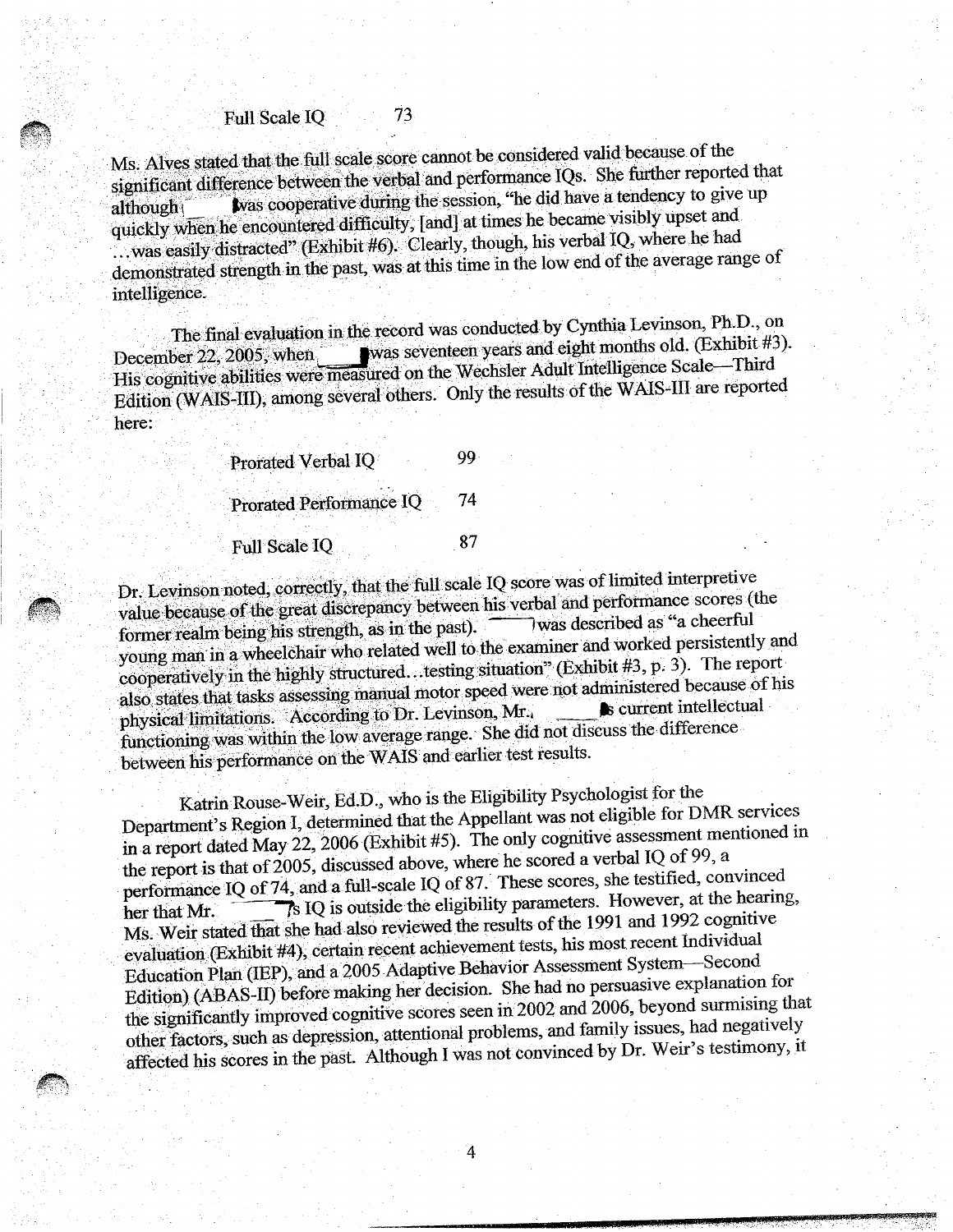| | |
|---|---|
| Full Scale IQ | 73 |

Ms. Alves stated that the full scale score cannot be considered valid because of the significant difference between the verbal and performance IQs. She further reported that although was cooperative during the session, "he did have a tendency to give up quickly when he encountered difficulty, [and] at times he became visibly upset and ...was easily distracted" (Exhibit #6). Clearly, though, his verbal IQ, where he had demonstrated strength in the past, was at this time in the low end of the average range of intelligence.

The final evaluation in the record was conducted by Cynthia Levinson, Ph.D., on December 22, 2005, when was seventeen years and eight months old. (Exhibit #3). His cognitive abilities were measured on the Wechsler Adult Intelligence Scale—Third Edition (WAIS-III), among several others. Only the results of the WAIS-III are reported here:

| | |
|---|---|
| Prorated Verbal IQ | 99 |
| Prorated Performance IQ | 74 |
| Full Scale IQ | 87 |

Dr. Levinson noted, correctly, that the full scale IQ score was of limited interpretive value because of the great discrepancy between his verbal and performance scores (the former realm being his strength, as in the past). was described as "a cheerful young man in a wheelchair who related well to the examiner and worked persistently and cooperatively in the highly structured...testing situation" (Exhibit #3, p. 3). The report also states that tasks assessing manual motor speed were not administered because of his physical limitations. According to Dr. Levinson, Mr. 's current intellectual functioning was within the low average range. She did not discuss the difference between his performance on the WAIS and earlier test results.

Katrin Rouse-Weir, Ed.D., who is the Eligibility Psychologist for the Department's Region I, determined that the Appellant was not eligible for DMR services in a report dated May 22, 2006 (Exhibit #5). The only cognitive assessment mentioned in the report is that of 2005, discussed above, where he scored a verbal IQ of 99, a performance IQ of 74, and a full-scale IQ of 87. These scores, she testified, convinced her that Mr. 's IQ is outside the eligibility parameters. However, at the hearing, Ms. Weir stated that she had also reviewed the results of the 1991 and 1992 cognitive evaluation (Exhibit #4), certain recent achievement tests, his most recent Individual Education Plan (IEP), and a 2005 Adaptive Behavior Assessment System—Second Edition) (ABAS-II) before making her decision. She had no persuasive explanation for the significantly improved cognitive scores seen in 2002 and 2006, beyond surmising that other factors, such as depression, attentional problems, and family issues, had negatively affected his scores in the past. Although I was not convinced by Dr. Weir's testimony, it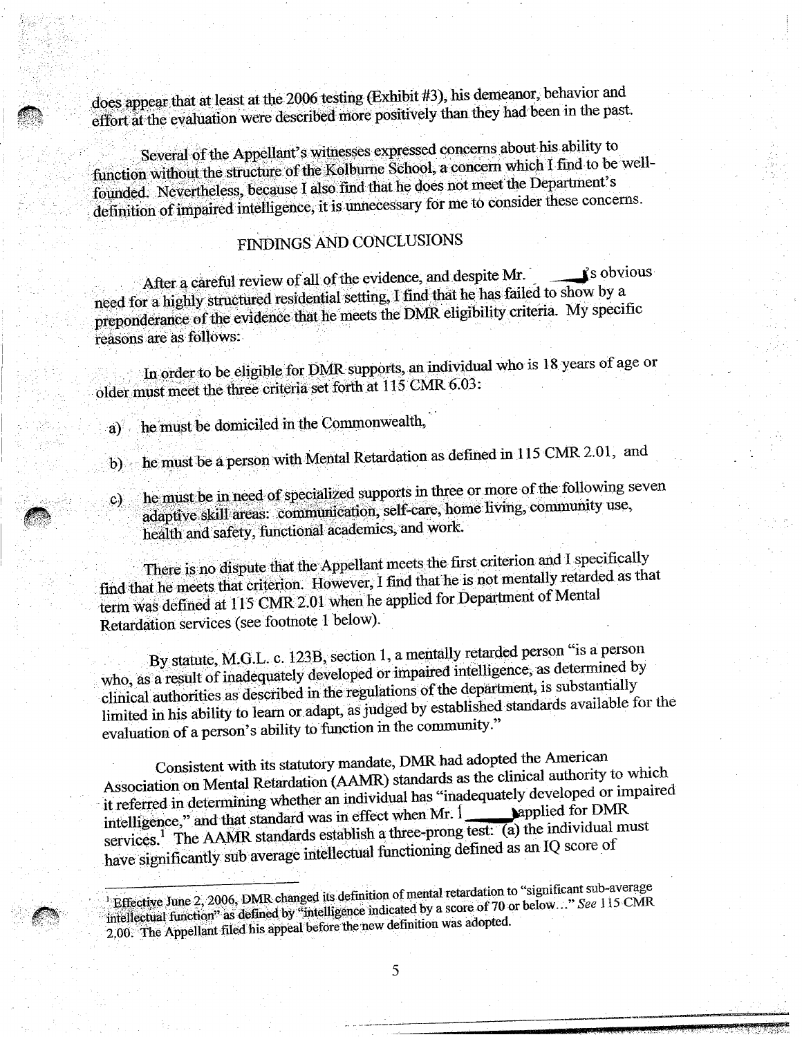does appear that at least at the 2006 testing (Exhibit #3), his demeanor, behavior and effort at the evaluation were described more positively than they had been in the past.

Several of the Appellant's witnesses expressed concerns about his ability to function without the structure of the Kolburne School, a concern which I find to be well-founded. Nevertheless, because I also find that he does not meet the Department's definition of impaired intelligence, it is unnecessary for me to consider these concerns.

## FINDINGS AND CONCLUSIONS

After a careful review of all of the evidence, and despite Mr. ___'s obvious need for a highly structured residential setting, I find that he has failed to show by a preponderance of the evidence that he meets the DMR eligibility criteria. My specific reasons are as follows:

In order to be eligible for DMR supports, an individual who is 18 years of age or older must meet the three criteria set forth at 115 CMR 6.03:

a) he must be domiciled in the Commonwealth,

b) he must be a person with Mental Retardation as defined in 115 CMR 2.01, and

c) he must be in need of specialized supports in three or more of the following seven adaptive skill areas: communication, self-care, home living, community use, health and safety, functional academics, and work.

There is no dispute that the Appellant meets the first criterion and I specifically find that he meets that criterion. However, I find that he is not mentally retarded as that term was defined at 115 CMR 2.01 when he applied for Department of Mental Retardation services (see footnote 1 below).

By statute, M.G.L. c. 123B, section 1, a mentally retarded person "is a person who, as a result of inadequately developed or impaired intelligence, as determined by clinical authorities as described in the regulations of the department, is substantially limited in his ability to learn or adapt, as judged by established standards available for the evaluation of a person's ability to function in the community."

Consistent with its statutory mandate, DMR had adopted the American Association on Mental Retardation (AAMR) standards as the clinical authority to which it referred in determining whether an individual has "inadequately developed or impaired intelligence," and that standard was in effect when Mr. ___ applied for DMR services.[1] The AAMR standards establish a three-prong test: (a) the individual must have significantly sub average intellectual functioning defined as an IQ score of

---

[1] Effective June 2, 2006, DMR changed its definition of mental retardation to "significant sub-average intellectual function" as defined by "intelligence indicated by a score of 70 or below..." *See* 115 CMR 2.00. The Appellant filed his appeal before the new definition was adopted.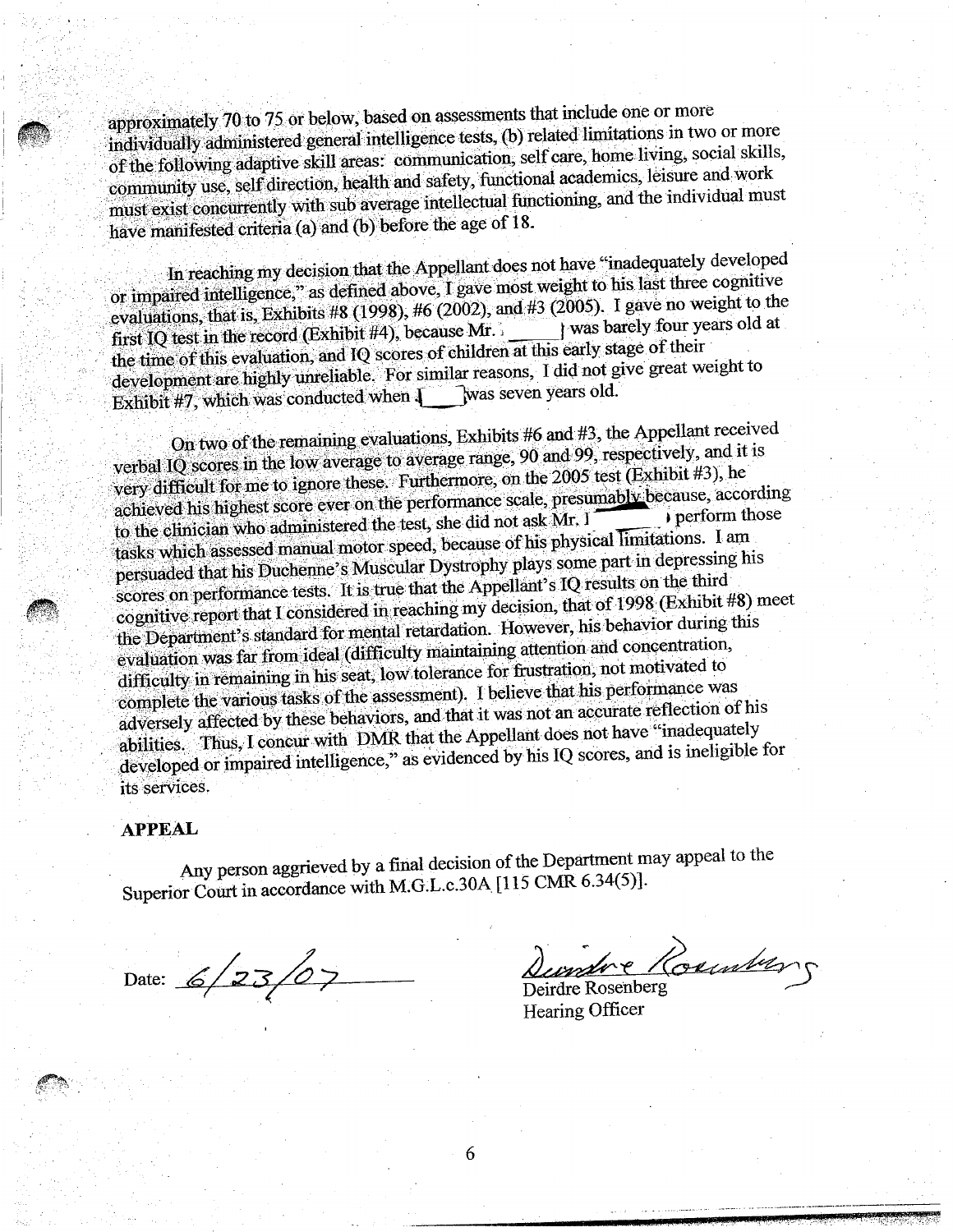approximately 70 to 75 or below, based on assessments that include one or more individually administered general intelligence tests, (b) related limitations in two or more of the following adaptive skill areas: communication, self care, home living, social skills, community use, self direction, health and safety, functional academics, leisure and work must exist concurrently with sub average intellectual functioning, and the individual must have manifested criteria (a) and (b) before the age of 18.

In reaching my decision that the Appellant does not have "inadequately developed or impaired intelligence," as defined above, I gave most weight to his last three cognitive evaluations, that is, Exhibits #8 (1998), #6 (2002), and #3 (2005). I gave no weight to the first IQ test in the record (Exhibit #4), because Mr. [ ] was barely four years old at the time of this evaluation, and IQ scores of children at this early stage of their development are highly unreliable. For similar reasons, I did not give great weight to Exhibit #7, which was conducted when [ ] was seven years old.

On two of the remaining evaluations, Exhibits #6 and #3, the Appellant received verbal IQ scores in the low average to average range, 90 and 99, respectively, and it is very difficult for me to ignore these. Furthermore, on the 2005 test (Exhibit #3), he achieved his highest score ever on the performance scale, presumably because, according to the clinician who administered the test, she did not ask Mr. [ ] perform those tasks which assessed manual motor speed, because of his physical limitations. I am persuaded that his Duchenne's Muscular Dystrophy plays some part in depressing his scores on performance tests. It is true that the Appellant's IQ results on the third cognitive report that I considered in reaching my decision, that of 1998 (Exhibit #8) meet the Department's standard for mental retardation. However, his behavior during this evaluation was far from ideal (difficulty maintaining attention and concentration, difficulty in remaining in his seat, low tolerance for frustration, not motivated to complete the various tasks of the assessment). I believe that his performance was adversely affected by these behaviors, and that it was not an accurate reflection of his abilities. Thus, I concur with DMR that the Appellant does not have "inadequately developed or impaired intelligence," as evidenced by his IQ scores, and is ineligible for its services.

**APPEAL**

Any person aggrieved by a final decision of the Department may appeal to the Superior Court in accordance with M.G.L.c.30A [115 CMR 6.34(5)].

Date: 6/23/07

Deirdre Rosenberg
Hearing Officer